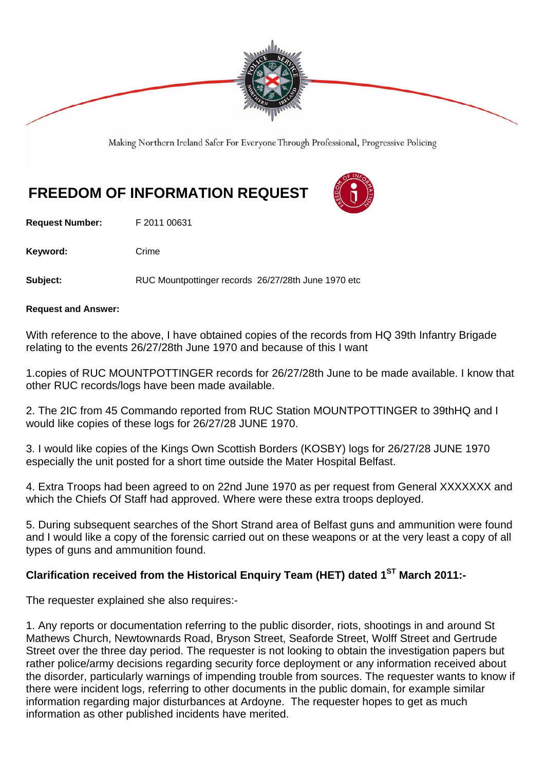Making Northern Ireland Safer For Everyone Through Professional, Progressive Policing

# FREEDOM OF INFORMATION REQUEST

**Request Number:** F 2011 00631

**Keyword:** Crime

**Subject:** RUC Mountpottinger records 26/27/28th June 1970 etc

**Request and Answer:**

With reference to the above, I have obtained copies of the records from HQ 39th Infantry Brigade relating to the events 26/27/28th June 1970 and because of this I want

1.copies of RUC MOUNTPOTTINGER records for 26/27/28th June to be made available. I know that other RUC records/logs have been made available.

2. The 2IC from 45 Commando reported from RUC Station MOUNTPOTTINGER to 39thHQ and I would like copies of these logs for 26/27/28 JUNE 1970.

3. I would like copies of the Kings Own Scottish Borders (KOSBY) logs for 26/27/28 JUNE 1970 especially the unit posted for a short time outside the Mater Hospital Belfast.

4. Extra Troops had been agreed to on 22nd June 1970 as per request from General XXXXXXX and which the Chiefs Of Staff had approved. Where were these extra troops deployed.

5. During subsequent searches of the Short Strand area of Belfast guns and ammunition were found and I would like a copy of the forensic carried out on these weapons or at the very least a copy of all types of guns and ammunition found.

**Clarification received from the Historical Enquiry Team (HET) dated 1ST March 2011:-**

The requester explained she also requires:-

1. Any reports or documentation referring to the public disorder, riots, shootings in and around St Mathews Church, Newtownards Road, Bryson Street, Seaforde Street, Wolff Street and Gertrude Street over the three day period. The requester is not looking to obtain the investigation papers but rather police/army decisions regarding security force deployment or any information received about the disorder, particularly warnings of impending trouble from sources. The requester wants to know if there were incident logs, referring to other documents in the public domain, for example similar information regarding major disturbances at Ardoyne. The requester hopes to get as much information as other published incidents have merited.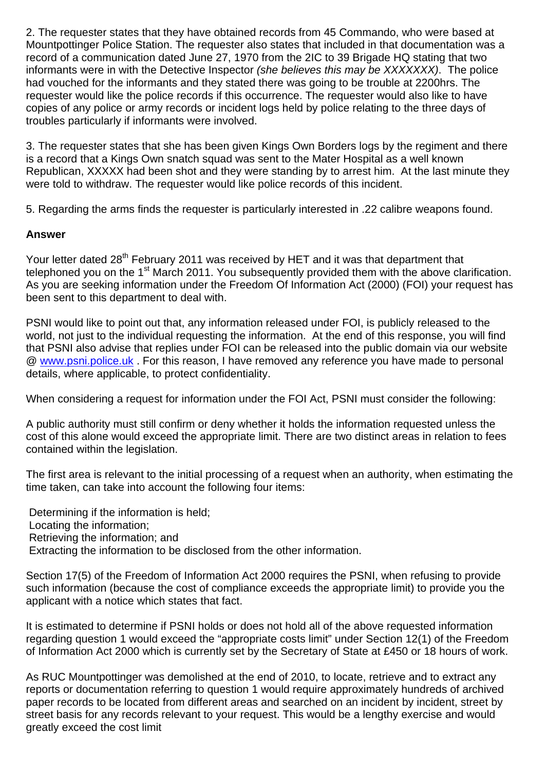2. The requester states that they have obtained records from 45 Commando, who were based at Mountpottinger Police Station. The requester also states that included in that documentation was a record of a communication dated June 27, 1970 from the 2IC to 39 Brigade HQ stating that two informants were in with the Detective Inspector *(she believes this may be XXXXXXX)*. The police had vouched for the informants and they stated there was going to be trouble at 2200hrs. The requester would like the police records if this occurrence. The requester would also like to have copies of any police or army records or incident logs held by police relating to the three days of troubles particularly if informants were involved.

3. The requester states that she has been given Kings Own Borders logs by the regiment and there is a record that a Kings Own snatch squad was sent to the Mater Hospital as a well known Republican, XXXXX had been shot and they were standing by to arrest him. At the last minute they were told to withdraw. The requester would like police records of this incident.

5. Regarding the arms finds the requester is particularly interested in .22 calibre weapons found.

**Answer**

Your letter dated 28th February 2011 was received by HET and it was that department that telephoned you on the 1st March 2011. You subsequently provided them with the above clarification. As you are seeking information under the Freedom Of Information Act (2000) (FOI) your request has been sent to this department to deal with.

PSNI would like to point out that, any information released under FOI, is publicly released to the world, not just to the individual requesting the information. At the end of this response, you will find that PSNI also advise that replies under FOI can be released into the public domain via our website @ www.psni.police.uk . For this reason, I have removed any reference you have made to personal details, where applicable, to protect confidentiality.

When considering a request for information under the FOI Act, PSNI must consider the following:

A public authority must still confirm or deny whether it holds the information requested unless the cost of this alone would exceed the appropriate limit. There are two distinct areas in relation to fees contained within the legislation.

The first area is relevant to the initial processing of a request when an authority, when estimating the time taken, can take into account the following four items:

Determining if the information is held;
Locating the information;
Retrieving the information; and
Extracting the information to be disclosed from the other information.

Section 17(5) of the Freedom of Information Act 2000 requires the PSNI, when refusing to provide such information (because the cost of compliance exceeds the appropriate limit) to provide you the applicant with a notice which states that fact.

It is estimated to determine if PSNI holds or does not hold all of the above requested information regarding question 1 would exceed the "appropriate costs limit" under Section 12(1) of the Freedom of Information Act 2000 which is currently set by the Secretary of State at £450 or 18 hours of work.

As RUC Mountpottinger was demolished at the end of 2010, to locate, retrieve and to extract any reports or documentation referring to question 1 would require approximately hundreds of archived paper records to be located from different areas and searched on an incident by incident, street by street basis for any records relevant to your request. This would be a lengthy exercise and would greatly exceed the cost limit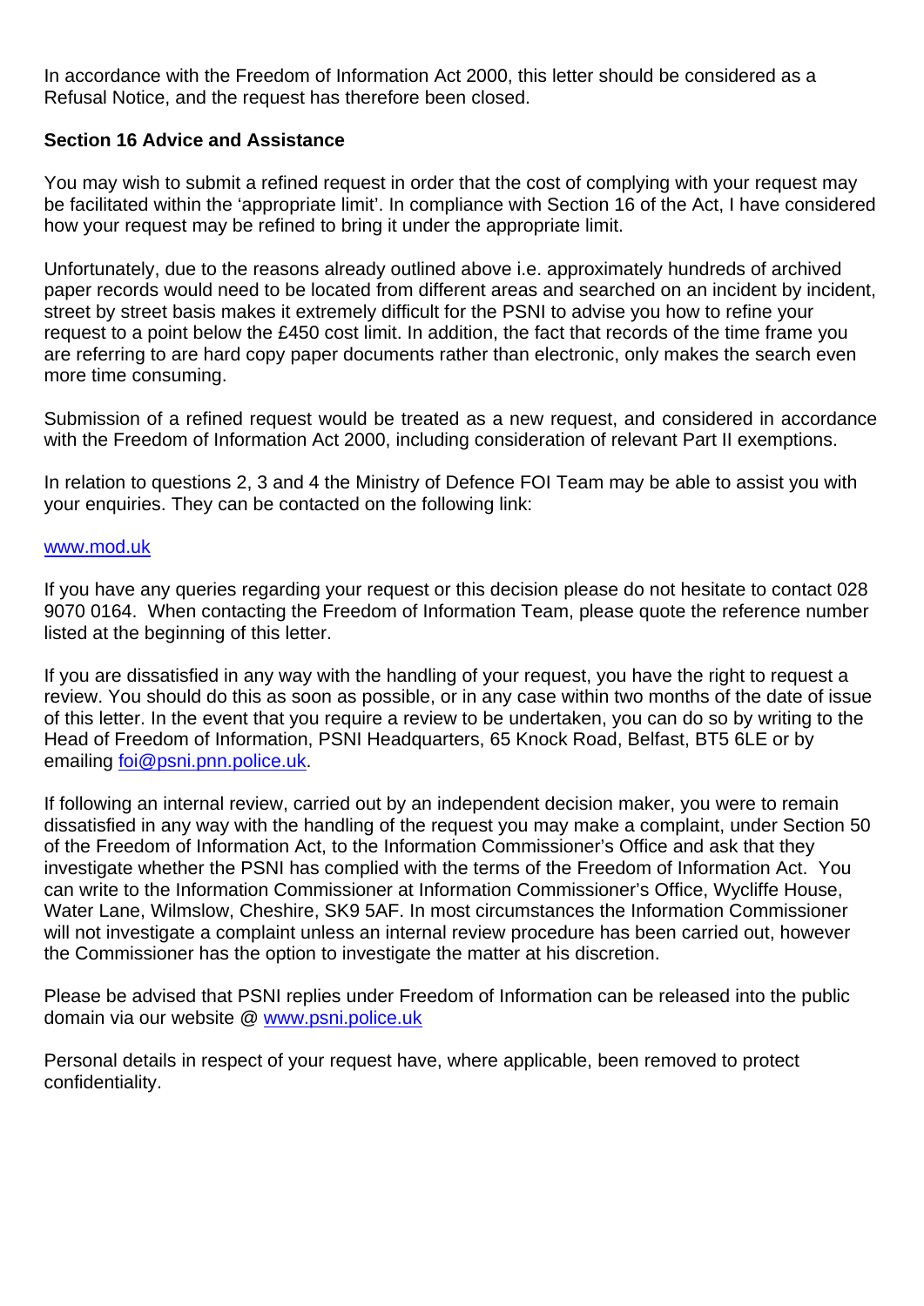In accordance with the Freedom of Information Act 2000, this letter should be considered as a Refusal Notice, and the request has therefore been closed.

**Section 16 Advice and Assistance**

You may wish to submit a refined request in order that the cost of complying with your request may be facilitated within the 'appropriate limit'. In compliance with Section 16 of the Act, I have considered how your request may be refined to bring it under the appropriate limit.

Unfortunately, due to the reasons already outlined above i.e. approximately hundreds of archived paper records would need to be located from different areas and searched on an incident by incident, street by street basis makes it extremely difficult for the PSNI to advise you how to refine your request to a point below the £450 cost limit. In addition, the fact that records of the time frame you are referring to are hard copy paper documents rather than electronic, only makes the search even more time consuming.

Submission of a refined request would be treated as a new request, and considered in accordance with the Freedom of Information Act 2000, including consideration of relevant Part II exemptions.

In relation to questions 2, 3 and 4 the Ministry of Defence FOI Team may be able to assist you with your enquiries. They can be contacted on the following link:

www.mod.uk

If you have any queries regarding your request or this decision please do not hesitate to contact 028 9070 0164. When contacting the Freedom of Information Team, please quote the reference number listed at the beginning of this letter.

If you are dissatisfied in any way with the handling of your request, you have the right to request a review. You should do this as soon as possible, or in any case within two months of the date of issue of this letter. In the event that you require a review to be undertaken, you can do so by writing to the Head of Freedom of Information, PSNI Headquarters, 65 Knock Road, Belfast, BT5 6LE or by emailing foi@psni.pnn.police.uk.

If following an internal review, carried out by an independent decision maker, you were to remain dissatisfied in any way with the handling of the request you may make a complaint, under Section 50 of the Freedom of Information Act, to the Information Commissioner's Office and ask that they investigate whether the PSNI has complied with the terms of the Freedom of Information Act. You can write to the Information Commissioner at Information Commissioner's Office, Wycliffe House, Water Lane, Wilmslow, Cheshire, SK9 5AF. In most circumstances the Information Commissioner will not investigate a complaint unless an internal review procedure has been carried out, however the Commissioner has the option to investigate the matter at his discretion.

Please be advised that PSNI replies under Freedom of Information can be released into the public domain via our website @ www.psni.police.uk

Personal details in respect of your request have, where applicable, been removed to protect confidentiality.